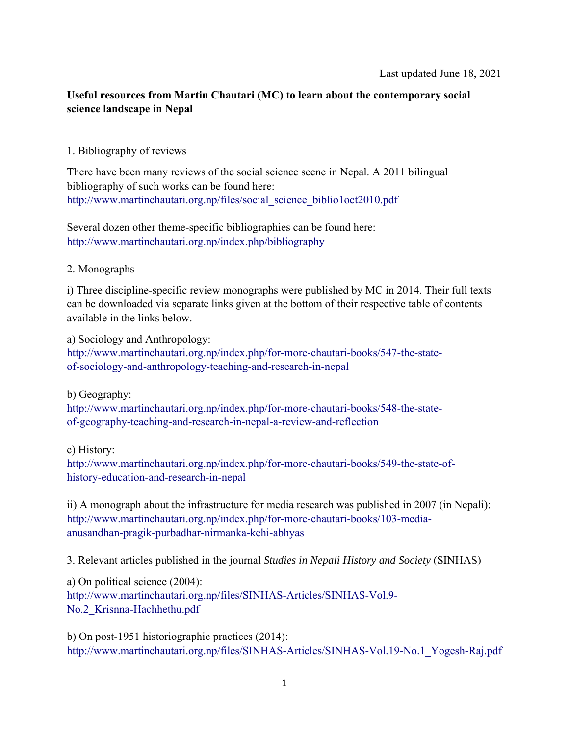Last updated June 18, 2021

**Useful resources from Martin Chautari (MC) to learn about the contemporary social science landscape in Nepal**

1. Bibliography of reviews

There have been many reviews of the social science scene in Nepal. A 2011 bilingual bibliography of such works can be found here: http://www.martinchautari.org.np/files/social_science_biblio1oct2010.pdf

Several dozen other theme-specific bibliographies can be found here: http://www.martinchautari.org.np/index.php/bibliography

2. Monographs

i) Three discipline-specific review monographs were published by MC in 2014. Their full texts can be downloaded via separate links given at the bottom of their respective table of contents available in the links below.

a) Sociology and Anthropology: http://www.martinchautari.org.np/index.php/for-more-chautari-books/547-the-state-of-sociology-and-anthropology-teaching-and-research-in-nepal

b) Geography: http://www.martinchautari.org.np/index.php/for-more-chautari-books/548-the-state-of-geography-teaching-and-research-in-nepal-a-review-and-reflection

c) History: http://www.martinchautari.org.np/index.php/for-more-chautari-books/549-the-state-of-history-education-and-research-in-nepal

ii) A monograph about the infrastructure for media research was published in 2007 (in Nepali): http://www.martinchautari.org.np/index.php/for-more-chautari-books/103-media-anusandhan-pragik-purbadhar-nirmanka-kehi-abhyas

3. Relevant articles published in the journal *Studies in Nepali History and Society* (SINHAS)

a) On political science (2004): http://www.martinchautari.org.np/files/SINHAS-Articles/SINHAS-Vol.9-No.2_Krisnna-Hachhethu.pdf

b) On post-1951 historiographic practices (2014): http://www.martinchautari.org.np/files/SINHAS-Articles/SINHAS-Vol.19-No.1_Yogesh-Raj.pdf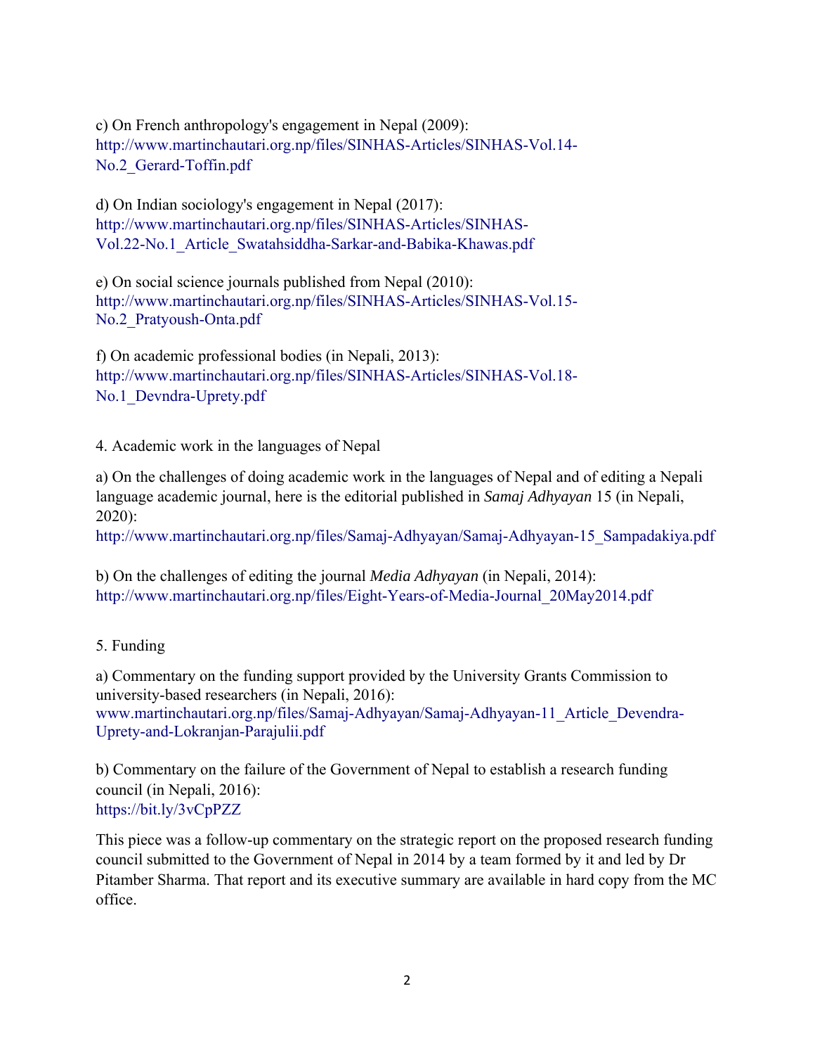c) On French anthropology's engagement in Nepal (2009):
http://www.martinchautari.org.np/files/SINHAS-Articles/SINHAS-Vol.14-No.2_Gerard-Toffin.pdf

d) On Indian sociology's engagement in Nepal (2017):
http://www.martinchautari.org.np/files/SINHAS-Articles/SINHAS-Vol.22-No.1_Article_Swatahsiddha-Sarkar-and-Babika-Khawas.pdf

e) On social science journals published from Nepal (2010):
http://www.martinchautari.org.np/files/SINHAS-Articles/SINHAS-Vol.15-No.2_Pratyoush-Onta.pdf

f) On academic professional bodies (in Nepali, 2013):
http://www.martinchautari.org.np/files/SINHAS-Articles/SINHAS-Vol.18-No.1_Devndra-Uprety.pdf

4. Academic work in the languages of Nepal

a) On the challenges of doing academic work in the languages of Nepal and of editing a Nepali language academic journal, here is the editorial published in *Samaj Adhyayan* 15 (in Nepali, 2020):
http://www.martinchautari.org.np/files/Samaj-Adhyayan/Samaj-Adhyayan-15_Sampadakiya.pdf

b) On the challenges of editing the journal *Media Adhyayan* (in Nepali, 2014):
http://www.martinchautari.org.np/files/Eight-Years-of-Media-Journal_20May2014.pdf

5. Funding

a) Commentary on the funding support provided by the University Grants Commission to university-based researchers (in Nepali, 2016):
www.martinchautari.org.np/files/Samaj-Adhyayan/Samaj-Adhyayan-11_Article_Devendra-Uprety-and-Lokranjan-Parajulii.pdf

b) Commentary on the failure of the Government of Nepal to establish a research funding council (in Nepali, 2016):
https://bit.ly/3vCpPZZ

This piece was a follow-up commentary on the strategic report on the proposed research funding council submitted to the Government of Nepal in 2014 by a team formed by it and led by Dr Pitamber Sharma. That report and its executive summary are available in hard copy from the MC office.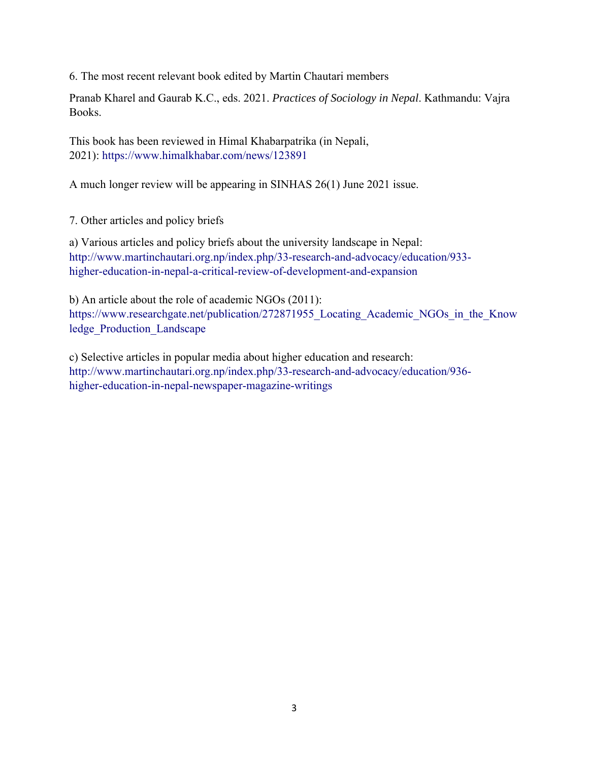6. The most recent relevant book edited by Martin Chautari members

Pranab Kharel and Gaurab K.C., eds. 2021. *Practices of Sociology in Nepal*. Kathmandu: Vajra Books.

This book has been reviewed in Himal Khabarpatrika (in Nepali, 2021): https://www.himalkhabar.com/news/123891

A much longer review will be appearing in SINHAS 26(1) June 2021 issue.

7. Other articles and policy briefs

a) Various articles and policy briefs about the university landscape in Nepal: http://www.martinchautari.org.np/index.php/33-research-and-advocacy/education/933-higher-education-in-nepal-a-critical-review-of-development-and-expansion

b) An article about the role of academic NGOs (2011): https://www.researchgate.net/publication/272871955_Locating_Academic_NGOs_in_the_Knowledge_Production_Landscape

c) Selective articles in popular media about higher education and research: http://www.martinchautari.org.np/index.php/33-research-and-advocacy/education/936-higher-education-in-nepal-newspaper-magazine-writings